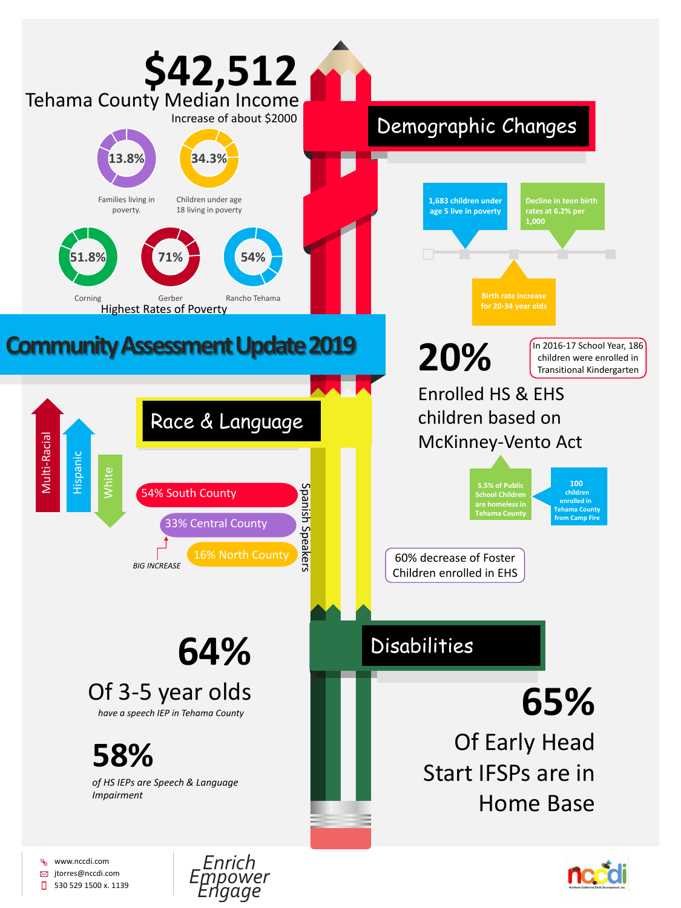# Community Assessment Update 2019

## Demographic Changes

**$42,512**

Tehama County Median Income

Increase of about $2000

- 13.8% — Families living in poverty.
- 34.3% — Children under age 18 living in poverty

Highest Rates of Poverty:

- 51.8% — Corning
- 71% — Gerber
- 54% — Rancho Tehama

- 1,683 children under age 5 live in poverty
- Decline in teen birth rates at 6.2% per 1,000
- Birth rate increase for 20-34 year olds

**20%**

Enrolled HS & EHS children based on McKinney-Vento Act

In 2016-17 School Year, 186 children were enrolled in Transitional Kindergarten

- 5.5% of Public School Children are homeless in Tehama County
- 100 children enrolled in Tehama County from Camp Fire

60% decrease of Foster Children enrolled in EHS

## Race & Language

- Multi-Racial
- Hispanic
- White

Spanish Speakers:

- 54% South County
- 33% Central County
- 16% North County

*BIG INCREASE*

## Disabilities

**64%**

Of 3-5 year olds

*have a speech IEP in Tehama County*

**58%**

*of HS IEPs are Speech & Language Impairment*

**65%**

Of Early Head Start IFSPs are in Home Base

www.nccdi.com
jtorres@nccdi.com
530 529 1500 x. 1139

*Enrich Empower Engage*

nccdi — Northern California Child Development, Inc.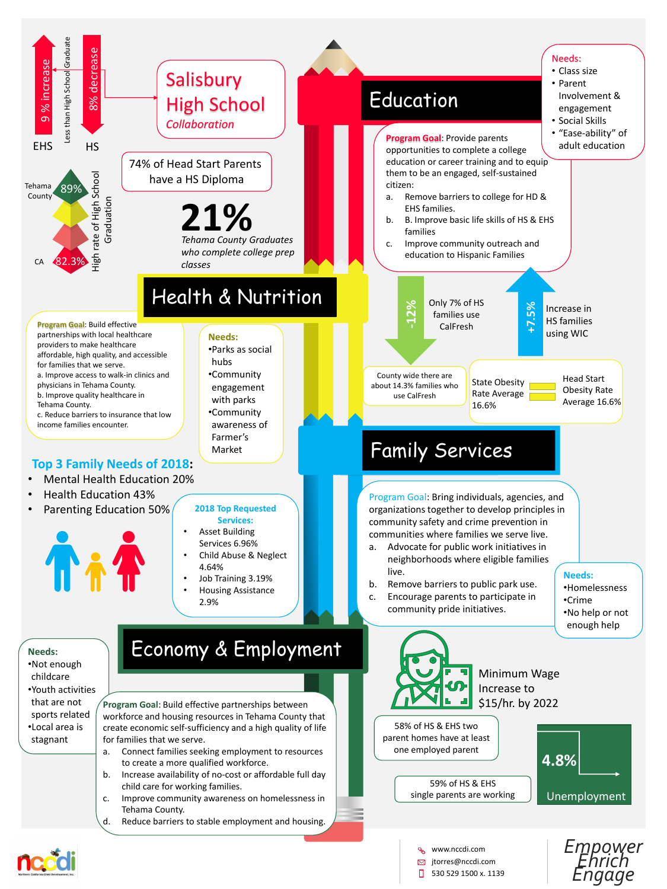9 % increase

8% decrease

EHS

HS

Less than High School Graduate

## Salisbury High School

*Collaboration*

74% of Head Start Parents have a HS Diploma

Tehama County 89%

CA 82.3%

High rate of High School Graduation

**21%**

*Tehama County Graduates who complete college prep classes*

## Education

**Needs:**
- Class size
- Parent Involvement & engagement
- Social Skills
- "Ease-ability" of adult education

**Program Goal**: Provide parents opportunities to complete a college education or career training and to equip them to be an engaged, self-sustained citizen:

a. Remove barriers to college for HD & EHS families.
b. B. Improve basic life skills of HS & EHS families
c. Improve community outreach and education to Hispanic Families

## Health & Nutrition

**Program Goal**: Build effective partnerships with local healthcare providers to make healthcare affordable, high quality, and accessible for families that we serve.

a. Improve access to walk-in clinics and physicians in Tehama County.
b. Improve quality healthcare in Tehama County.
c. Reduce barriers to insurance that low income families encounter.

**Needs:**
- Parks as social hubs
- Community engagement with parks
- Community awareness of Farmer's Market

-12%

Only 7% of HS families use CalFresh

County wide there are about 14.3% families who use CalFresh

+7.5%

Increase in HS families using WIC

State Obesity Rate Average 16.6%

Head Start Obesity Rate Average 16.6%

**Top 3 Family Needs of 2018:**
- Mental Health Education 20%
- Health Education 43%
- Parenting Education 50%

**2018 Top Requested Services:**
- Asset Building Services 6.96%
- Child Abuse & Neglect 4.64%
- Job Training 3.19%
- Housing Assistance 2.9%

## Family Services

Program Goal: Bring individuals, agencies, and organizations together to develop principles in community safety and crime prevention in communities where families we serve live.

a. Advocate for public work initiatives in neighborhoods where eligible families live.
b. Remove barriers to public park use.
c. Encourage parents to participate in community pride initiatives.

**Needs:**
- Homelessness
- Crime
- No help or not enough help

## Economy & Employment

**Needs:**
- Not enough childcare
- Youth activities that are not sports related
- Local area is stagnant

**Program Goal**: Build effective partnerships between workforce and housing resources in Tehama County that create economic self-sufficiency and a high quality of life for families that we serve.

a. Connect families seeking employment to resources to create a more qualified workforce.
b. Increase availability of no-cost or affordable full day child care for working families.
c. Improve community awareness on homelessness in Tehama County.
d. Reduce barriers to stable employment and housing.

Minimum Wage Increase to $15/hr. by 2022

58% of HS & EHS two parent homes have at least one employed parent

59% of HS & EHS single parents are working

4.8% Unemployment

www.nccdi.com
jtorres@nccdi.com
530 529 1500 x. 1139

*Empower Enrich Engage*